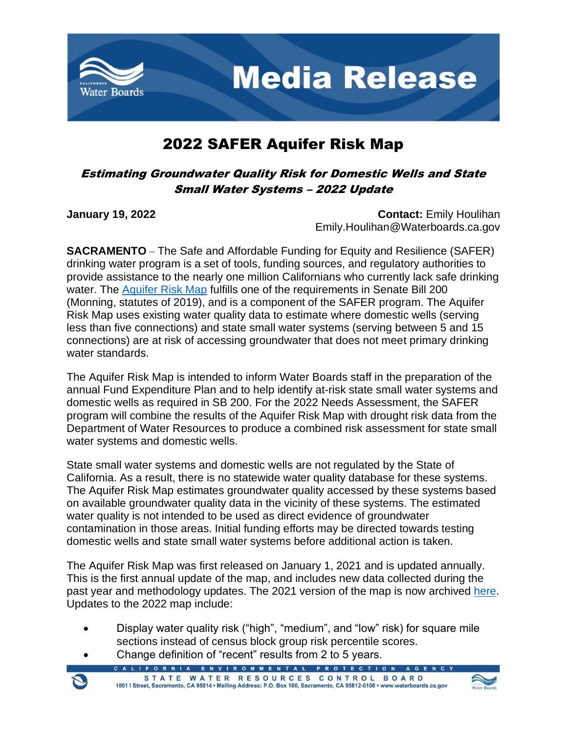# Media Release

## 2022 SAFER Aquifer Risk Map

### *Estimating Groundwater Quality Risk for Domestic Wells and State Small Water Systems – 2022 Update*

**January 19, 2022**

**Contact:** Emily Houlihan
Emily.Houlihan@Waterboards.ca.gov

**SACRAMENTO** – The Safe and Affordable Funding for Equity and Resilience (SAFER) drinking water program is a set of tools, funding sources, and regulatory authorities to provide assistance to the nearly one million Californians who currently lack safe drinking water. The Aquifer Risk Map fulfills one of the requirements in Senate Bill 200 (Monning, statutes of 2019), and is a component of the SAFER program. The Aquifer Risk Map uses existing water quality data to estimate where domestic wells (serving less than five connections) and state small water systems (serving between 5 and 15 connections) are at risk of accessing groundwater that does not meet primary drinking water standards.

The Aquifer Risk Map is intended to inform Water Boards staff in the preparation of the annual Fund Expenditure Plan and to help identify at-risk state small water systems and domestic wells as required in SB 200. For the 2022 Needs Assessment, the SAFER program will combine the results of the Aquifer Risk Map with drought risk data from the Department of Water Resources to produce a combined risk assessment for state small water systems and domestic wells.

State small water systems and domestic wells are not regulated by the State of California. As a result, there is no statewide water quality database for these systems. The Aquifer Risk Map estimates groundwater quality accessed by these systems based on available groundwater quality data in the vicinity of these systems. The estimated water quality is not intended to be used as direct evidence of groundwater contamination in those areas. Initial funding efforts may be directed towards testing domestic wells and state small water systems before additional action is taken.

The Aquifer Risk Map was first released on January 1, 2021 and is updated annually. This is the first annual update of the map, and includes new data collected during the past year and methodology updates. The 2021 version of the map is now archived here. Updates to the 2022 map include:

- Display water quality risk ("high", "medium", and "low" risk) for square mile sections instead of census block group risk percentile scores.
- Change definition of "recent" results from 2 to 5 years.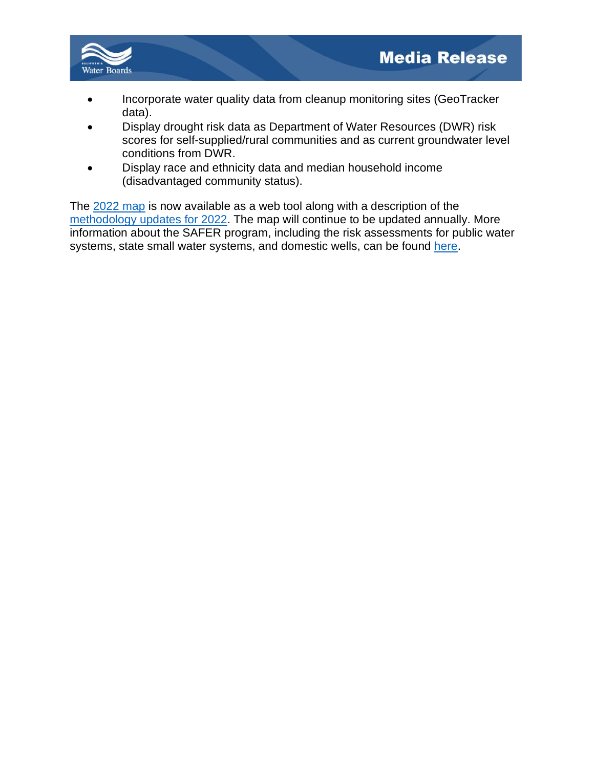- Incorporate water quality data from cleanup monitoring sites (GeoTracker data).
- Display drought risk data as Department of Water Resources (DWR) risk scores for self-supplied/rural communities and as current groundwater level conditions from DWR.
- Display race and ethnicity data and median household income (disadvantaged community status).

The 2022 map is now available as a web tool along with a description of the methodology updates for 2022. The map will continue to be updated annually. More information about the SAFER program, including the risk assessments for public water systems, state small water systems, and domestic wells, can be found here.